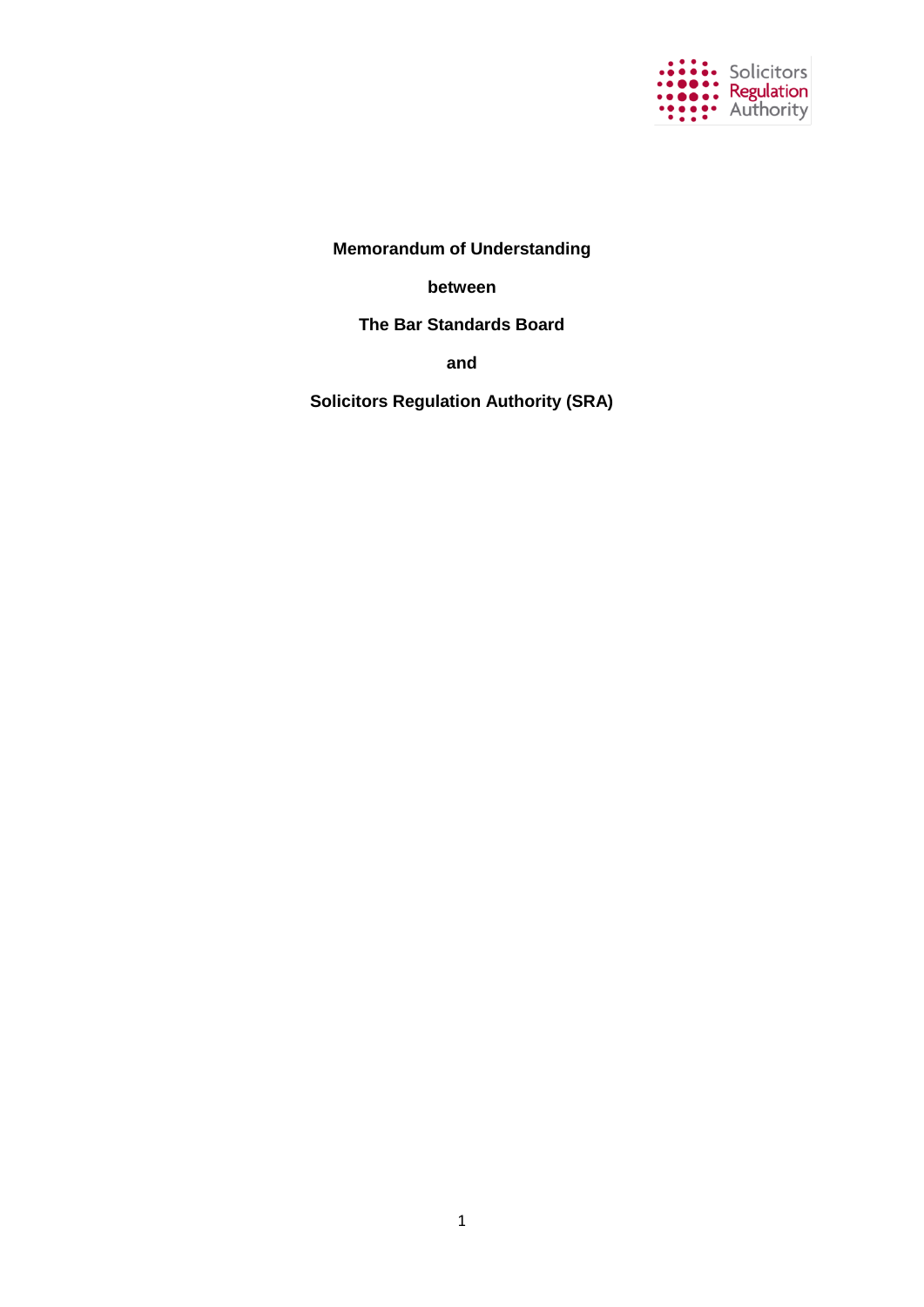**Memorandum of Understanding**

**between**

**The Bar Standards Board**

**and**

**Solicitors Regulation Authority (SRA)**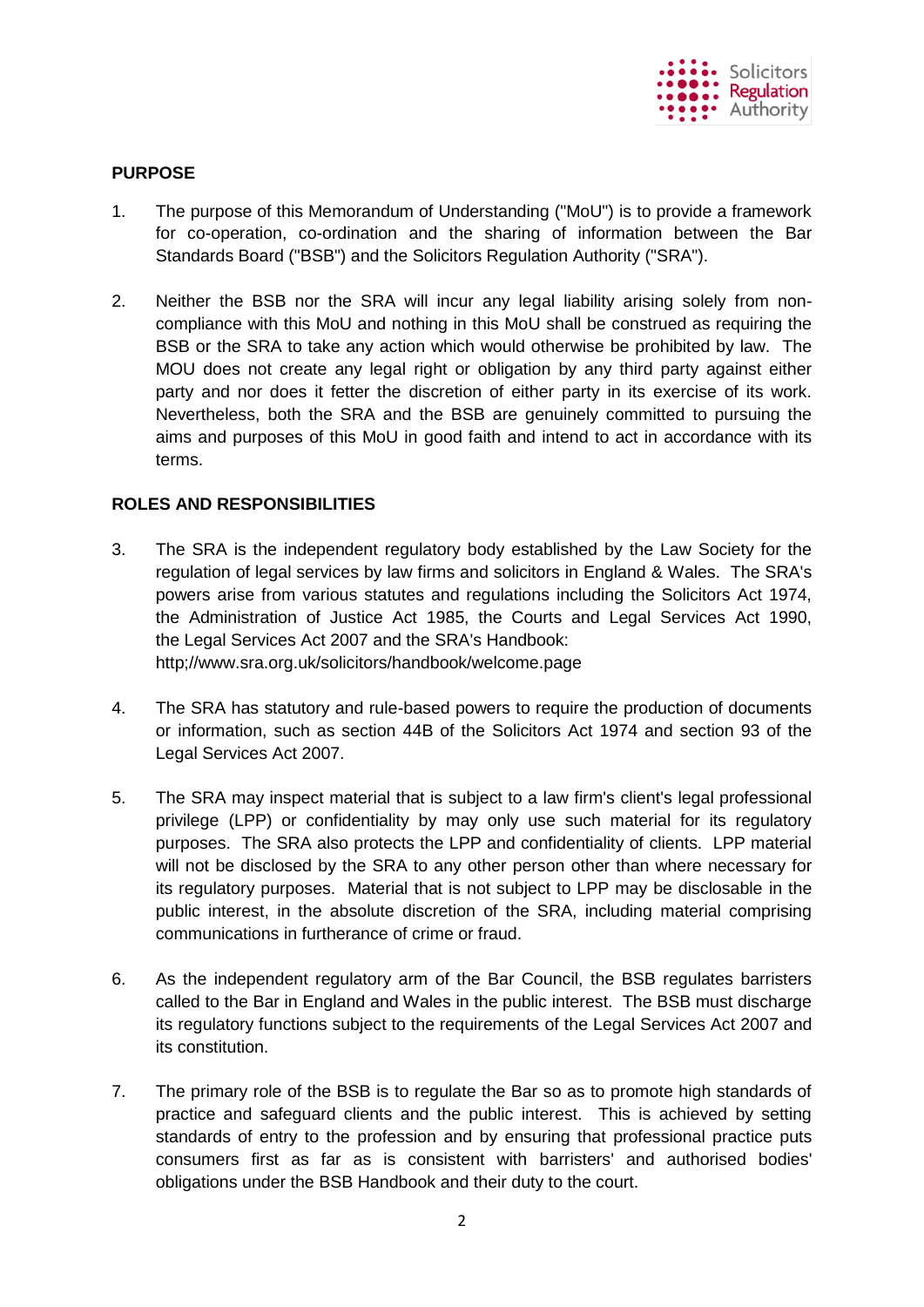## PURPOSE

1. The purpose of this Memorandum of Understanding ("MoU") is to provide a framework for co-operation, co-ordination and the sharing of information between the Bar Standards Board ("BSB") and the Solicitors Regulation Authority ("SRA").

2. Neither the BSB nor the SRA will incur any legal liability arising solely from non-compliance with this MoU and nothing in this MoU shall be construed as requiring the BSB or the SRA to take any action which would otherwise be prohibited by law. The MOU does not create any legal right or obligation by any third party against either party and nor does it fetter the discretion of either party in its exercise of its work. Nevertheless, both the SRA and the BSB are genuinely committed to pursuing the aims and purposes of this MoU in good faith and intend to act in accordance with its terms.

## ROLES AND RESPONSIBILITIES

3. The SRA is the independent regulatory body established by the Law Society for the regulation of legal services by law firms and solicitors in England & Wales. The SRA's powers arise from various statutes and regulations including the Solicitors Act 1974, the Administration of Justice Act 1985, the Courts and Legal Services Act 1990, the Legal Services Act 2007 and the SRA's Handbook: http;//www.sra.org.uk/solicitors/handbook/welcome.page

4. The SRA has statutory and rule-based powers to require the production of documents or information, such as section 44B of the Solicitors Act 1974 and section 93 of the Legal Services Act 2007.

5. The SRA may inspect material that is subject to a law firm's client's legal professional privilege (LPP) or confidentiality by may only use such material for its regulatory purposes. The SRA also protects the LPP and confidentiality of clients. LPP material will not be disclosed by the SRA to any other person other than where necessary for its regulatory purposes. Material that is not subject to LPP may be disclosable in the public interest, in the absolute discretion of the SRA, including material comprising communications in furtherance of crime or fraud.

6. As the independent regulatory arm of the Bar Council, the BSB regulates barristers called to the Bar in England and Wales in the public interest. The BSB must discharge its regulatory functions subject to the requirements of the Legal Services Act 2007 and its constitution.

7. The primary role of the BSB is to regulate the Bar so as to promote high standards of practice and safeguard clients and the public interest. This is achieved by setting standards of entry to the profession and by ensuring that professional practice puts consumers first as far as is consistent with barristers' and authorised bodies' obligations under the BSB Handbook and their duty to the court.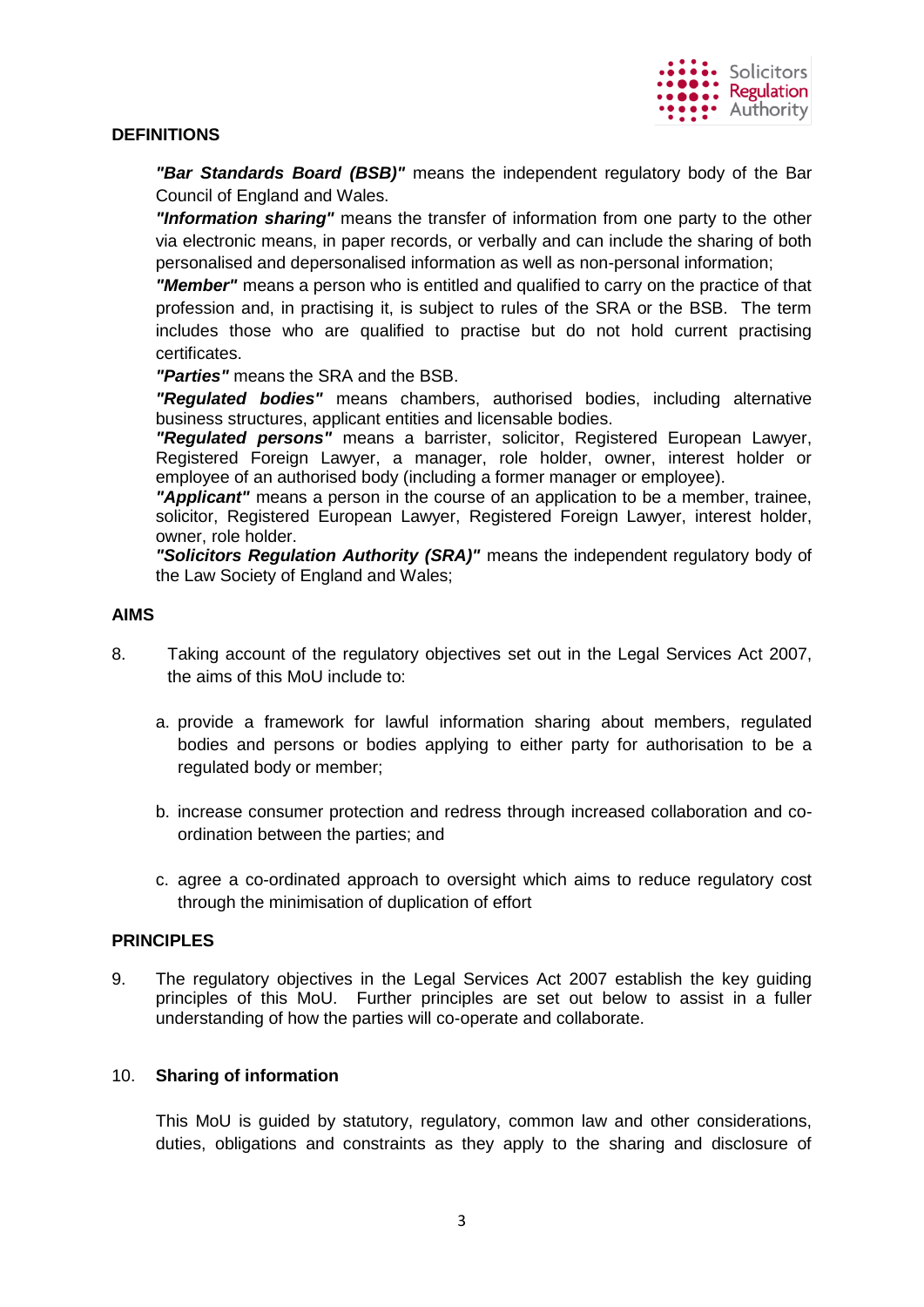## DEFINITIONS

***"Bar Standards Board (BSB)"*** means the independent regulatory body of the Bar Council of England and Wales.

***"Information sharing"*** means the transfer of information from one party to the other via electronic means, in paper records, or verbally and can include the sharing of both personalised and depersonalised information as well as non-personal information;

***"Member"*** means a person who is entitled and qualified to carry on the practice of that profession and, in practising it, is subject to rules of the SRA or the BSB. The term includes those who are qualified to practise but do not hold current practising certificates.

***"Parties"*** means the SRA and the BSB.

***"Regulated bodies"*** means chambers, authorised bodies, including alternative business structures, applicant entities and licensable bodies.

***"Regulated persons"*** means a barrister, solicitor, Registered European Lawyer, Registered Foreign Lawyer, a manager, role holder, owner, interest holder or employee of an authorised body (including a former manager or employee).

***"Applicant"*** means a person in the course of an application to be a member, trainee, solicitor, Registered European Lawyer, Registered Foreign Lawyer, interest holder, owner, role holder.

***"Solicitors Regulation Authority (SRA)"*** means the independent regulatory body of the Law Society of England and Wales;

## AIMS

8. Taking account of the regulatory objectives set out in the Legal Services Act 2007, the aims of this MoU include to:

   a. provide a framework for lawful information sharing about members, regulated bodies and persons or bodies applying to either party for authorisation to be a regulated body or member;

   b. increase consumer protection and redress through increased collaboration and co-ordination between the parties; and

   c. agree a co-ordinated approach to oversight which aims to reduce regulatory cost through the minimisation of duplication of effort

## PRINCIPLES

9. The regulatory objectives in the Legal Services Act 2007 establish the key guiding principles of this MoU. Further principles are set out below to assist in a fuller understanding of how the parties will co-operate and collaborate.

10. **Sharing of information**

    This MoU is guided by statutory, regulatory, common law and other considerations, duties, obligations and constraints as they apply to the sharing and disclosure of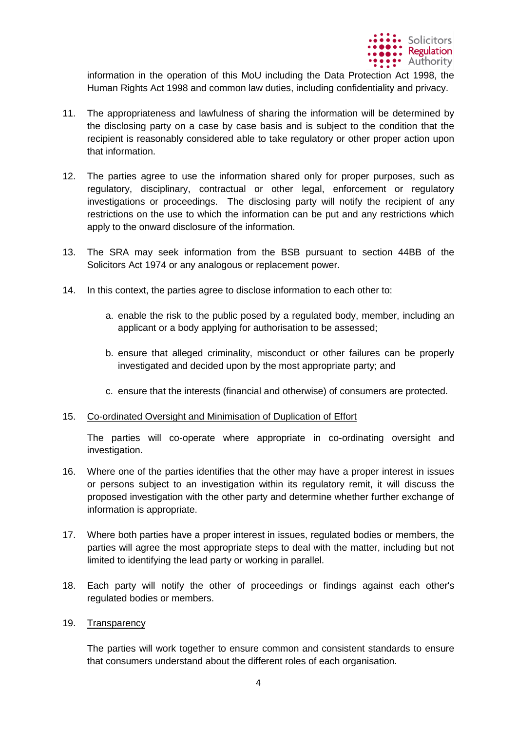information in the operation of this MoU including the Data Protection Act 1998, the Human Rights Act 1998 and common law duties, including confidentiality and privacy.

11. The appropriateness and lawfulness of sharing the information will be determined by the disclosing party on a case by case basis and is subject to the condition that the recipient is reasonably considered able to take regulatory or other proper action upon that information.

12. The parties agree to use the information shared only for proper purposes, such as regulatory, disciplinary, contractual or other legal, enforcement or regulatory investigations or proceedings. The disclosing party will notify the recipient of any restrictions on the use to which the information can be put and any restrictions which apply to the onward disclosure of the information.

13. The SRA may seek information from the BSB pursuant to section 44BB of the Solicitors Act 1974 or any analogous or replacement power.

14. In this context, the parties agree to disclose information to each other to:

    a. enable the risk to the public posed by a regulated body, member, including an applicant or a body applying for authorisation to be assessed;

    b. ensure that alleged criminality, misconduct or other failures can be properly investigated and decided upon by the most appropriate party; and

    c. ensure that the interests (financial and otherwise) of consumers are protected.

15. Co-ordinated Oversight and Minimisation of Duplication of Effort

    The parties will co-operate where appropriate in co-ordinating oversight and investigation.

16. Where one of the parties identifies that the other may have a proper interest in issues or persons subject to an investigation within its regulatory remit, it will discuss the proposed investigation with the other party and determine whether further exchange of information is appropriate.

17. Where both parties have a proper interest in issues, regulated bodies or members, the parties will agree the most appropriate steps to deal with the matter, including but not limited to identifying the lead party or working in parallel.

18. Each party will notify the other of proceedings or findings against each other's regulated bodies or members.

19. Transparency

    The parties will work together to ensure common and consistent standards to ensure that consumers understand about the different roles of each organisation.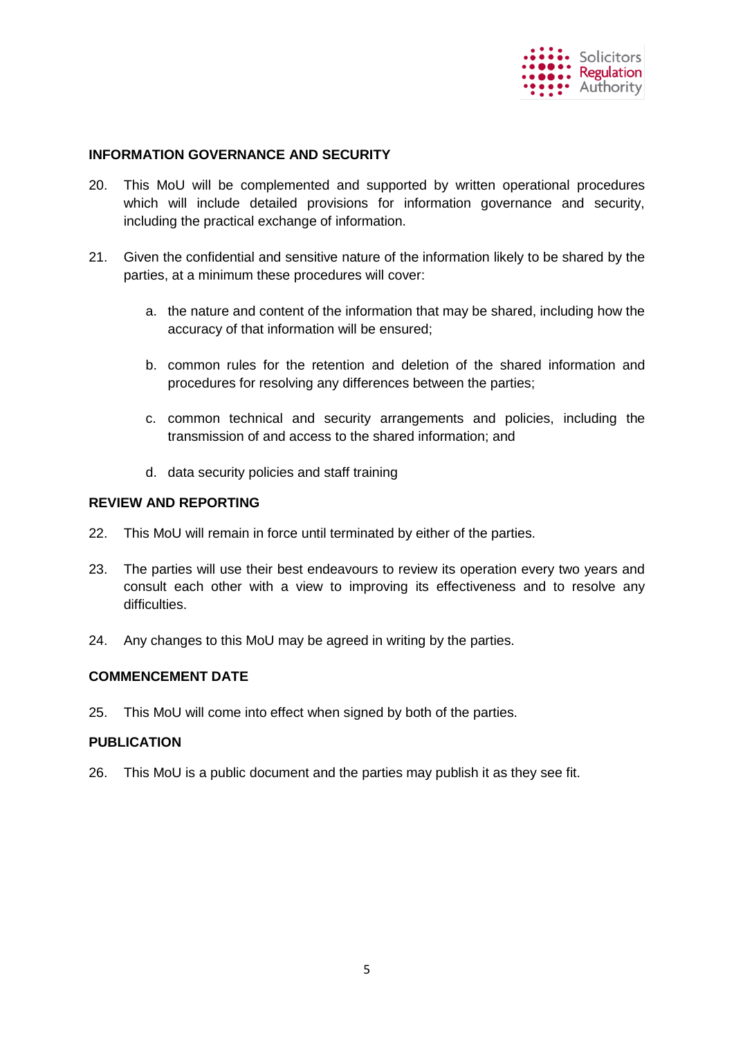## INFORMATION GOVERNANCE AND SECURITY

20. This MoU will be complemented and supported by written operational procedures which will include detailed provisions for information governance and security, including the practical exchange of information.

21. Given the confidential and sensitive nature of the information likely to be shared by the parties, at a minimum these procedures will cover:

    a. the nature and content of the information that may be shared, including how the accuracy of that information will be ensured;

    b. common rules for the retention and deletion of the shared information and procedures for resolving any differences between the parties;

    c. common technical and security arrangements and policies, including the transmission of and access to the shared information; and

    d. data security policies and staff training

## REVIEW AND REPORTING

22. This MoU will remain in force until terminated by either of the parties.

23. The parties will use their best endeavours to review its operation every two years and consult each other with a view to improving its effectiveness and to resolve any difficulties.

24. Any changes to this MoU may be agreed in writing by the parties.

## COMMENCEMENT DATE

25. This MoU will come into effect when signed by both of the parties.

## PUBLICATION

26. This MoU is a public document and the parties may publish it as they see fit.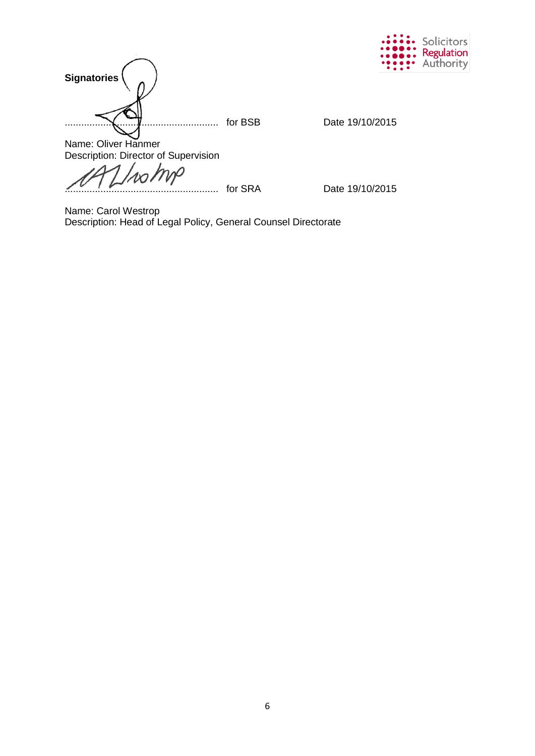**Signatories**

.................................................... for BSB Date 19/10/2015

Name: Oliver Hanmer
Description: Director of Supervision

.................................................... for SRA Date 19/10/2015

Name: Carol Westrop
Description: Head of Legal Policy, General Counsel Directorate